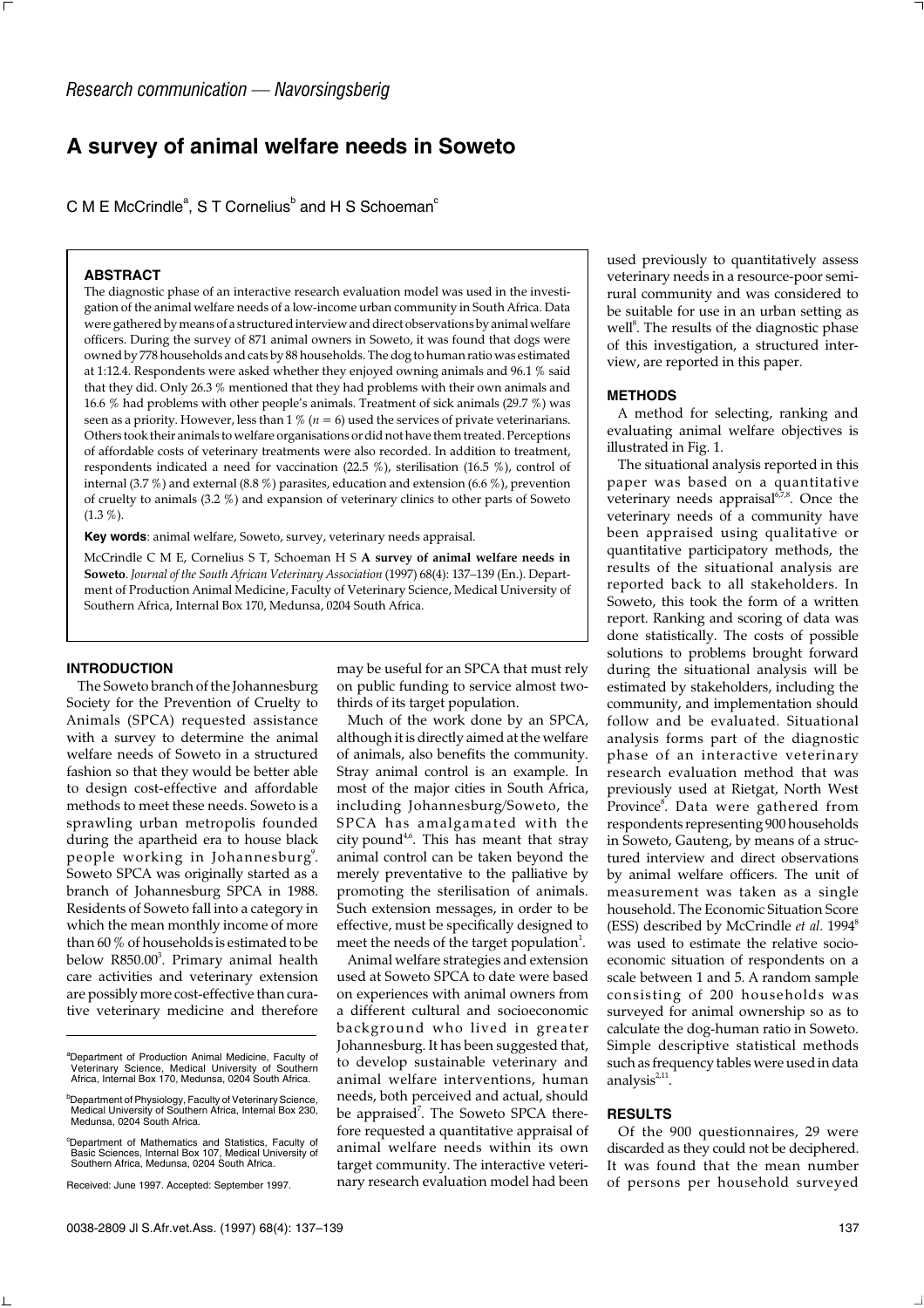*Research communication — Navorsingsberig*

# A survey of animal welfare needs in Soweto

C M E McCrindle[a], S T Cornelius[b] and H S Schoeman[c]

## ABSTRACT

The diagnostic phase of an interactive research evaluation model was used in the investigation of the animal welfare needs of a low-income urban community in South Africa. Data were gathered by means of a structured interview and direct observations by animal welfare officers. During the survey of 871 animal owners in Soweto, it was found that dogs were owned by 778 households and cats by 88 households. The dog to human ratio was estimated at 1:12.4. Respondents were asked whether they enjoyed owning animals and 96.1 % said that they did. Only 26.3 % mentioned that they had problems with their own animals and 16.6 % had problems with other people's animals. Treatment of sick animals (29.7 %) was seen as a priority. However, less than 1 % ($n = 6$) used the services of private veterinarians. Others took their animals to welfare organisations or did not have them treated. Perceptions of affordable costs of veterinary treatments were also recorded. In addition to treatment, respondents indicated a need for vaccination (22.5 %), sterilisation (16.5 %), control of internal (3.7 %) and external (8.8 %) parasites, education and extension (6.6 %), prevention of cruelty to animals (3.2 %) and expansion of veterinary clinics to other parts of Soweto (1.3 %).

**Key words**: animal welfare, Soweto, survey, veterinary needs appraisal.

McCrindle C M E, Cornelius S T, Schoeman H S **A survey of animal welfare needs in Soweto**. *Journal of the South African Veterinary Association* (1997) 68(4): 137–139 (En.). Department of Production Animal Medicine, Faculty of Veterinary Science, Medical University of Southern Africa, Internal Box 170, Medunsa, 0204 South Africa.

## INTRODUCTION

The Soweto branch of the Johannesburg Society for the Prevention of Cruelty to Animals (SPCA) requested assistance with a survey to determine the animal welfare needs of Soweto in a structured fashion so that they would be better able to design cost-effective and affordable methods to meet these needs. Soweto is a sprawling urban metropolis founded during the apartheid era to house black people working in Johannesburg[9]. Soweto SPCA was originally started as a branch of Johannesburg SPCA in 1988. Residents of Soweto fall into a category in which the mean monthly income of more than 60 % of households is estimated to be below R850.00[3]. Primary animal health care activities and veterinary extension are possibly more cost-effective than curative veterinary medicine and therefore may be useful for an SPCA that must rely on public funding to service almost two-thirds of its target population.

Much of the work done by an SPCA, although it is directly aimed at the welfare of animals, also benefits the community. Stray animal control is an example. In most of the major cities in South Africa, including Johannesburg/Soweto, the SPCA has amalgamated with the city pound[4,6]. This has meant that stray animal control can be taken beyond the merely preventative to the palliative by promoting the sterilisation of animals. Such extension messages, in order to be effective, must be specifically designed to meet the needs of the target population[1].

Animal welfare strategies and extension used at Soweto SPCA to date were based on experiences with animal owners from a different cultural and socioeconomic background who lived in greater Johannesburg. It has been suggested that, to develop sustainable veterinary and animal welfare interventions, human needs, both perceived and actual, should be appraised[7]. The Soweto SPCA therefore requested a quantitative appraisal of animal welfare needs within its own target community. The interactive veterinary research evaluation model had been used previously to quantitatively assess veterinary needs in a resource-poor semi-rural community and was considered to be suitable for use in an urban setting as well[8]. The results of the diagnostic phase of this investigation, a structured interview, are reported in this paper.

## METHODS

A method for selecting, ranking and evaluating animal welfare objectives is illustrated in Fig. 1.

The situational analysis reported in this paper was based on a quantitative veterinary needs appraisal[6,7,8]. Once the veterinary needs of a community have been appraised using qualitative or quantitative participatory methods, the results of the situational analysis are reported back to all stakeholders. In Soweto, this took the form of a written report. Ranking and scoring of data was done statistically. The costs of possible solutions to problems brought forward during the situational analysis will be estimated by stakeholders, including the community, and implementation should follow and be evaluated. Situational analysis forms part of the diagnostic phase of an interactive veterinary research evaluation method that was previously used at Rietgat, North West Province[8]. Data were gathered from respondents representing 900 households in Soweto, Gauteng, by means of a structured interview and direct observations by animal welfare officers. The unit of measurement was taken as a single household. The Economic Situation Score (ESS) described by McCrindle *et al.* 1994[8] was used to estimate the relative socio-economic situation of respondents on a scale between 1 and 5. A random sample consisting of 200 households was surveyed for animal ownership so as to calculate the dog-human ratio in Soweto. Simple descriptive statistical methods such as frequency tables were used in data analysis[2,11].

## RESULTS

Of the 900 questionnaires, 29 were discarded as they could not be deciphered. It was found that the mean number of persons per household surveyed

---

[a]Department of Production Animal Medicine, Faculty of Veterinary Science, Medical University of Southern Africa, Internal Box 170, Medunsa, 0204 South Africa.

[b]Department of Physiology, Faculty of Veterinary Science, Medical University of Southern Africa, Internal Box 230, Medunsa, 0204 South Africa.

[c]Department of Mathematics and Statistics, Faculty of Basic Sciences, Internal Box 107, Medical University of Southern Africa, Medunsa, 0204 South Africa.

Received: June 1997. Accepted: September 1997.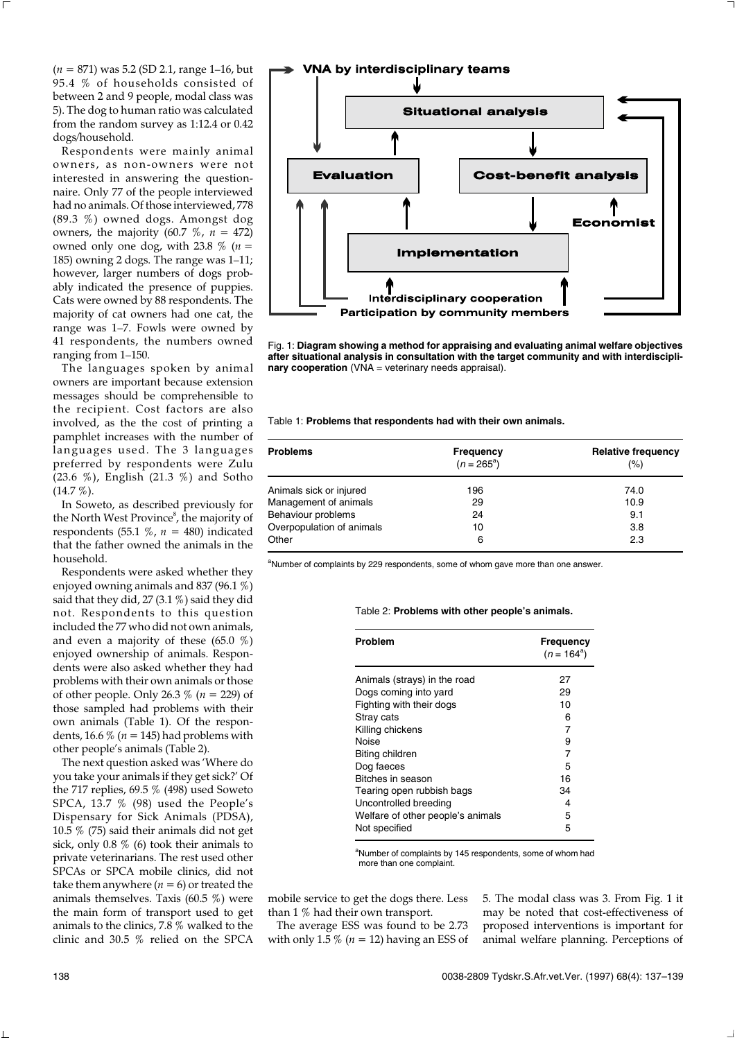($n$ = 871) was 5.2 (SD 2.1, range 1–16, but 95.4 % of households consisted of between 2 and 9 people, modal class was 5). The dog to human ratio was calculated from the random survey as 1:12.4 or 0.42 dogs/household.

Respondents were mainly animal owners, as non-owners were not interested in answering the questionnaire. Only 77 of the people interviewed had no animals. Of those interviewed, 778 (89.3 %) owned dogs. Amongst dog owners, the majority (60.7 %, $n$ = 472) owned only one dog, with 23.8 % ($n$ = 185) owning 2 dogs. The range was 1–11; however, larger numbers of dogs probably indicated the presence of puppies. Cats were owned by 88 respondents. The majority of cat owners had one cat, the range was 1–7. Fowls were owned by 41 respondents, the numbers owned ranging from 1–150.

The languages spoken by animal owners are important because extension messages should be comprehensible to the recipient. Cost factors are also involved, as the the cost of printing a pamphlet increases with the number of languages used. The 3 languages preferred by respondents were Zulu (23.6 %), English (21.3 %) and Sotho (14.7 %).

In Soweto, as described previously for the North West Province[8], the majority of respondents (55.1 %, $n$ = 480) indicated that the father owned the animals in the household.

Respondents were asked whether they enjoyed owning animals and 837 (96.1 %) said that they did, 27 (3.1 %) said they did not. Respondents to this question included the 77 who did not own animals, and even a majority of these (65.0 %) enjoyed ownership of animals. Respondents were also asked whether they had problems with their own animals or those of other people. Only 26.3 % ($n$ = 229) of those sampled had problems with their own animals (Table 1). Of the respondents, 16.6 % ($n$ = 145) had problems with other people's animals (Table 2).

The next question asked was 'Where do you take your animals if they get sick?' Of the 717 replies, 69.5 % (498) used Soweto SPCA, 13.7 % (98) used the People's Dispensary for Sick Animals (PDSA), 10.5 % (75) said their animals did not get sick, only 0.8 % (6) took their animals to private veterinarians. The rest used other SPCAs or SPCA mobile clinics, did not take them anywhere ($n$ = 6) or treated the animals themselves. Taxis (60.5 %) were the main form of transport used to get animals to the clinics, 7.8 % walked to the clinic and 30.5 % relied on the SPCA mobile service to get the dogs there. Less than 1 % had their own transport.

The average ESS was found to be 2.73 with only 1.5 % ($n$ = 12) having an ESS of 5. The modal class was 3. From Fig. 1 it may be noted that cost-effectiveness of proposed interventions is important for animal welfare planning. Perceptions of

Fig. 1: **Diagram showing a method for appraising and evaluating animal welfare objectives after situational analysis in consultation with the target community and with interdisciplinary cooperation** (VNA = veterinary needs appraisal).

Table 1: **Problems that respondents had with their own animals.**

| Problems | Frequency ($n$ = 265[a]) | Relative frequency (%) |
|---|---|---|
| Animals sick or injured | 196 | 74.0 |
| Management of animals | 29 | 10.9 |
| Behaviour problems | 24 | 9.1 |
| Overpopulation of animals | 10 | 3.8 |
| Other | 6 | 2.3 |

[a]Number of complaints by 229 respondents, some of whom gave more than one answer.

Table 2: **Problems with other people's animals.**

| Problem | Frequency ($n$ = 164[a]) |
|---|---|
| Animals (strays) in the road | 27 |
| Dogs coming into yard | 29 |
| Fighting with their dogs | 10 |
| Stray cats | 6 |
| Killing chickens | 7 |
| Noise | 9 |
| Biting children | 7 |
| Dog faeces | 5 |
| Bitches in season | 16 |
| Tearing open rubbish bags | 34 |
| Uncontrolled breeding | 4 |
| Welfare of other people's animals | 5 |
| Not specified | 5 |

[a]Number of complaints by 145 respondents, some of whom had more than one complaint.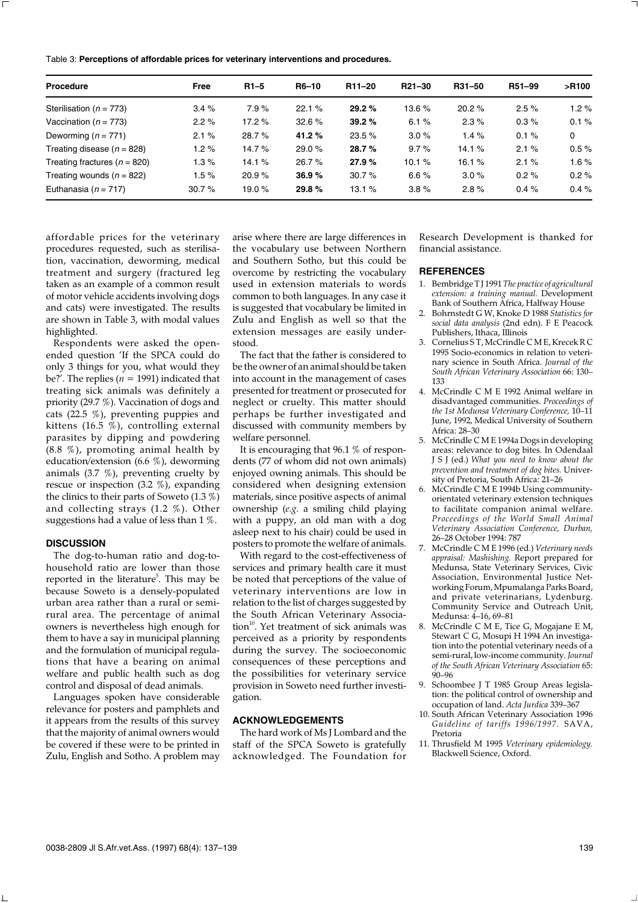Table 3: **Perceptions of affordable prices for veterinary interventions and procedures.**

| Procedure | Free | R1–5 | R6–10 | R11–20 | R21–30 | R31–50 | R51–99 | >R100 |
|---|---|---|---|---|---|---|---|---|
| Sterilisation ($n$ = 773) | 3.4 % | 7.9 % | 22.1 % | **29.2 %** | 13.6 % | 20.2 % | 2.5 % | 1.2 % |
| Vaccination ($n$ = 773) | 2.2 % | 17.2 % | 32.6 % | **39.2 %** | 6.1 % | 2.3 % | 0.3 % | 0.1 % |
| Deworming ($n$ = 771) | 2.1 % | 28.7 % | **41.2 %** | 23.5 % | 3.0 % | 1.4 % | 0.1 % | 0 |
| Treating disease ($n$ = 828) | 1.2 % | 14.7 % | 29.0 % | **28.7 %** | 9.7 % | 14.1 % | 2.1 % | 0.5 % |
| Treating fractures ($n$ = 820) | 1.3 % | 14.1 % | 26.7 % | **27.9 %** | 10.1 % | 16.1 % | 2.1 % | 1.6 % |
| Treating wounds ($n$ = 822) | 1.5 % | 20.9 % | **36.9 %** | 30.7 % | 6.6 % | 3.0 % | 0.2 % | 0.2 % |
| Euthanasia ($n$ = 717) | 30.7 % | 19.0 % | **29.8 %** | 13.1 % | 3.8 % | 2.8 % | 0.4 % | 0.4 % |

affordable prices for the veterinary procedures requested, such as sterilisation, vaccination, deworming, medical treatment and surgery (fractured leg taken as an example of a common result of motor vehicle accidents involving dogs and cats) were investigated. The results are shown in Table 3, with modal values highlighted.

Respondents were asked the open-ended question 'If the SPCA could do only 3 things for you, what would they be?'. The replies ($n$ = 1991) indicated that treating sick animals was definitely a priority (29.7 %). Vaccination of dogs and cats (22.5 %), preventing puppies and kittens (16.5 %), controlling external parasites by dipping and powdering (8.8 %), promoting animal health by education/extension (6.6 %), deworming animals (3.7 %), preventing cruelty by rescue or inspection (3.2 %), expanding the clinics to their parts of Soweto (1.3 %) and collecting strays (1.2 %). Other suggestions had a value of less than 1 %.

## DISCUSSION

The dog-to-human ratio and dog-to-household ratio are lower than those reported in the literature[5]. This may be because Soweto is a densely-populated urban area rather than a rural or semi-rural area. The percentage of animal owners is nevertheless high enough for them to have a say in municipal planning and the formulation of municipal regulations that have a bearing on animal welfare and public health such as dog control and disposal of dead animals.

Languages spoken have considerable relevance for posters and pamphlets and it appears from the results of this survey that the majority of animal owners would be covered if these were to be printed in Zulu, English and Sotho. A problem may arise where there are large differences in the vocabulary use between Northern and Southern Sotho, but this could be overcome by restricting the vocabulary used in extension materials to words common to both languages. In any case it is suggested that vocabulary be limited in Zulu and English as well so that the extension messages are easily understood.

The fact that the father is considered to be the owner of an animal should be taken into account in the management of cases presented for treatment or prosecuted for neglect or cruelty. This matter should perhaps be further investigated and discussed with community members by welfare personnel.

It is encouraging that 96.1 % of respondents (77 of whom did not own animals) enjoyed owning animals. This should be considered when designing extension materials, since positive aspects of animal ownership (*e.g.* a smiling child playing with a puppy, an old man with a dog asleep next to his chair) could be used in posters to promote the welfare of animals.

With regard to the cost-effectiveness of services and primary health care it must be noted that perceptions of the value of veterinary interventions are low in relation to the list of charges suggested by the South African Veterinary Association[10]. Yet treatment of sick animals was perceived as a priority by respondents during the survey. The socioeconomic consequences of these perceptions and the possibilities for veterinary service provision in Soweto need further investigation.

## ACKNOWLEDGEMENTS

The hard work of Ms J Lombard and the staff of the SPCA Soweto is gratefully acknowledged. The Foundation for Research Development is thanked for financial assistance.

## REFERENCES

1. Bembridge T J 1991 *The practice of agricultural extension: a training manual.* Development Bank of Southern Africa, Halfway House
2. Bohrnstedt G W, Knoke D 1988 *Statistics for social data analysis* (2nd edn). F E Peacock Publishers, Ithaca, Illinois
3. Cornelius S T, McCrindle C M E, Krecek R C 1995 Socio-economics in relation to veterinary science in South Africa. *Journal of the South African Veterinary Association* 66: 130–133
4. McCrindle C M E 1992 Animal welfare in disadvantaged communities. *Proceedings of the 1st Medunsa Veterinary Conference,* 10–11 June, 1992, Medical University of Southern Africa: 28–30
5. McCrindle C M E 1994a Dogs in developing areas: relevance to dog bites. In Odendaal J S J (ed.) *What you need to know about the prevention and treatment of dog bites.* University of Pretoria, South Africa: 21–26
6. McCrindle C M E 1994b Using community-orientated veterinary extension techniques to facilitate companion animal welfare. *Proceedings of the World Small Animal Veterinary Association Conference, Durban,* 26–28 October 1994: 787
7. McCrindle C M E 1996 (ed.) *Veterinary needs appraisal: Mashishing.* Report prepared for Medunsa, State Veterinary Services, Civic Association, Environmental Justice Networking Forum, Mpumalanga Parks Board, and private veterinarians, Lydenburg. Community Service and Outreach Unit, Medunsa: 4–16, 69–81
8. McCrindle C M E, Tice G, Mogajane E M, Stewart C G, Mosupi H 1994 An investigation into the potential veterinary needs of a semi-rural, low-income community. *Journal of the South African Veterinary Association* 65: 90–96
9. Schoombee J T 1985 Group Areas legislation: the political control of ownership and occupation of land. *Acta Jurdica* 339–367
10. South African Veterinary Association 1996 *Guideline of tariffs 1996/1997.* SAVA, Pretoria
11. Thrusfield M 1995 *Veterinary epidemiology.* Blackwell Science, Oxford.